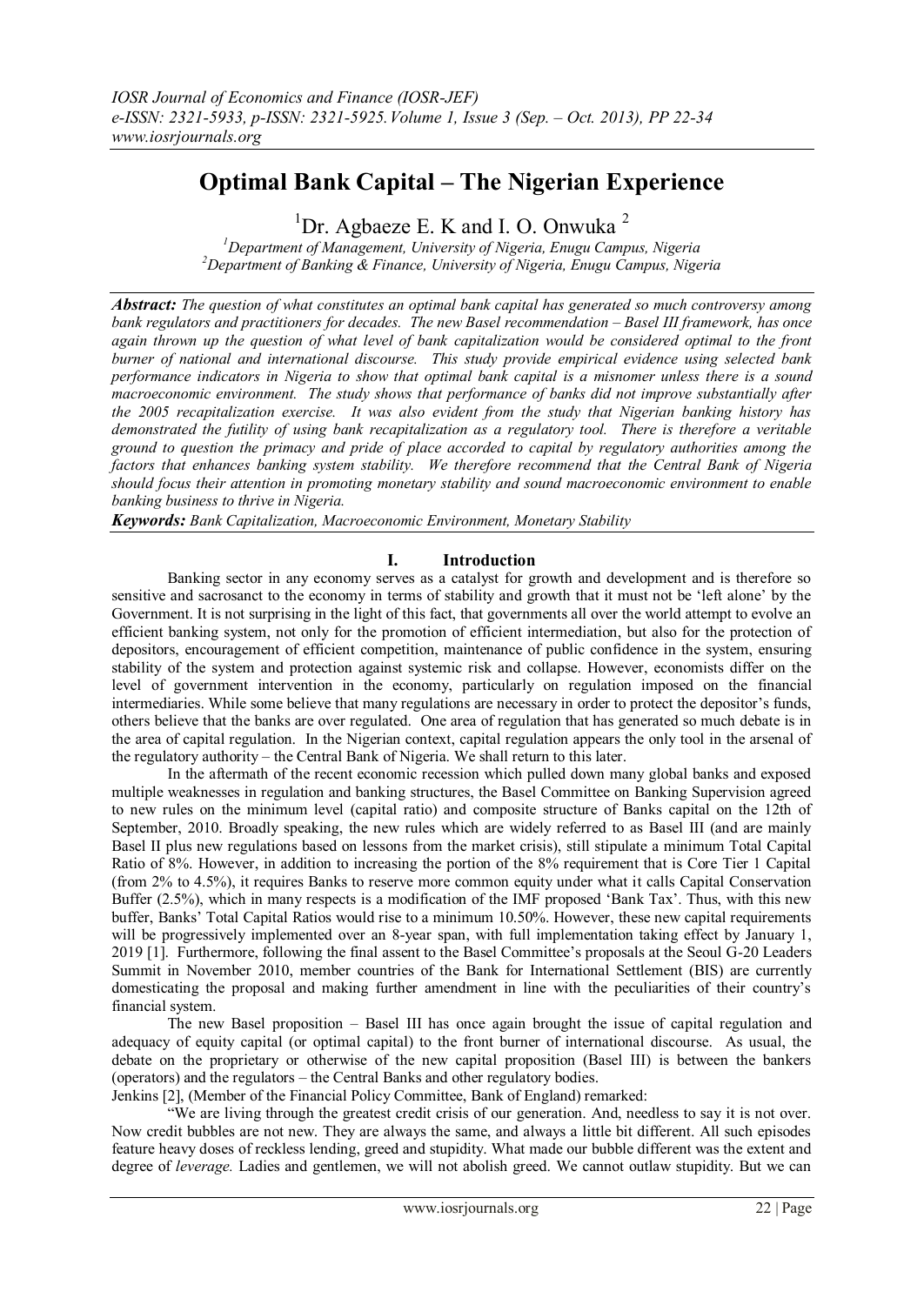# Optimal Bank Capital – The Nigerian Experience

[1]Dr. Agbaeze E. K and I. O. Onwuka [2]

[1]*Department of Management, University of Nigeria, Enugu Campus, Nigeria*
[2]*Department of Banking & Finance, University of Nigeria, Enugu Campus, Nigeria*

***Abstract:*** *The question of what constitutes an optimal bank capital has generated so much controversy among bank regulators and practitioners for decades. The new Basel recommendation – Basel III framework, has once again thrown up the question of what level of bank capitalization would be considered optimal to the front burner of national and international discourse. This study provide empirical evidence using selected bank performance indicators in Nigeria to show that optimal bank capital is a misnomer unless there is a sound macroeconomic environment. The study shows that performance of banks did not improve substantially after the 2005 recapitalization exercise. It was also evident from the study that Nigerian banking history has demonstrated the futility of using bank recapitalization as a regulatory tool. There is therefore a veritable ground to question the primacy and pride of place accorded to capital by regulatory authorities among the factors that enhances banking system stability. We therefore recommend that the Central Bank of Nigeria should focus their attention in promoting monetary stability and sound macroeconomic environment to enable banking business to thrive in Nigeria.*

***Keywords:*** *Bank Capitalization, Macroeconomic Environment, Monetary Stability*

## I. Introduction

Banking sector in any economy serves as a catalyst for growth and development and is therefore so sensitive and sacrosanct to the economy in terms of stability and growth that it must not be 'left alone' by the Government. It is not surprising in the light of this fact, that governments all over the world attempt to evolve an efficient banking system, not only for the promotion of efficient intermediation, but also for the protection of depositors, encouragement of efficient competition, maintenance of public confidence in the system, ensuring stability of the system and protection against systemic risk and collapse. However, economists differ on the level of government intervention in the economy, particularly on regulation imposed on the financial intermediaries. While some believe that many regulations are necessary in order to protect the depositor's funds, others believe that the banks are over regulated. One area of regulation that has generated so much debate is in the area of capital regulation. In the Nigerian context, capital regulation appears the only tool in the arsenal of the regulatory authority – the Central Bank of Nigeria. We shall return to this later.

In the aftermath of the recent economic recession which pulled down many global banks and exposed multiple weaknesses in regulation and banking structures, the Basel Committee on Banking Supervision agreed to new rules on the minimum level (capital ratio) and composite structure of Banks capital on the 12th of September, 2010. Broadly speaking, the new rules which are widely referred to as Basel III (and are mainly Basel II plus new regulations based on lessons from the market crisis), still stipulate a minimum Total Capital Ratio of 8%. However, in addition to increasing the portion of the 8% requirement that is Core Tier 1 Capital (from 2% to 4.5%), it requires Banks to reserve more common equity under what it calls Capital Conservation Buffer (2.5%), which in many respects is a modification of the IMF proposed 'Bank Tax'. Thus, with this new buffer, Banks' Total Capital Ratios would rise to a minimum 10.50%. However, these new capital requirements will be progressively implemented over an 8-year span, with full implementation taking effect by January 1, 2019 [1]. Furthermore, following the final assent to the Basel Committee's proposals at the Seoul G-20 Leaders Summit in November 2010, member countries of the Bank for International Settlement (BIS) are currently domesticating the proposal and making further amendment in line with the peculiarities of their country's financial system.

The new Basel proposition – Basel III has once again brought the issue of capital regulation and adequacy of equity capital (or optimal capital) to the front burner of international discourse. As usual, the debate on the proprietary or otherwise of the new capital proposition (Basel III) is between the bankers (operators) and the regulators – the Central Banks and other regulatory bodies.

Jenkins [2], (Member of the Financial Policy Committee, Bank of England) remarked:

"We are living through the greatest credit crisis of our generation. And, needless to say it is not over. Now credit bubbles are not new. They are always the same, and always a little bit different. All such episodes feature heavy doses of reckless lending, greed and stupidity. What made our bubble different was the extent and degree of *leverage.* Ladies and gentlemen, we will not abolish greed. We cannot outlaw stupidity. But we can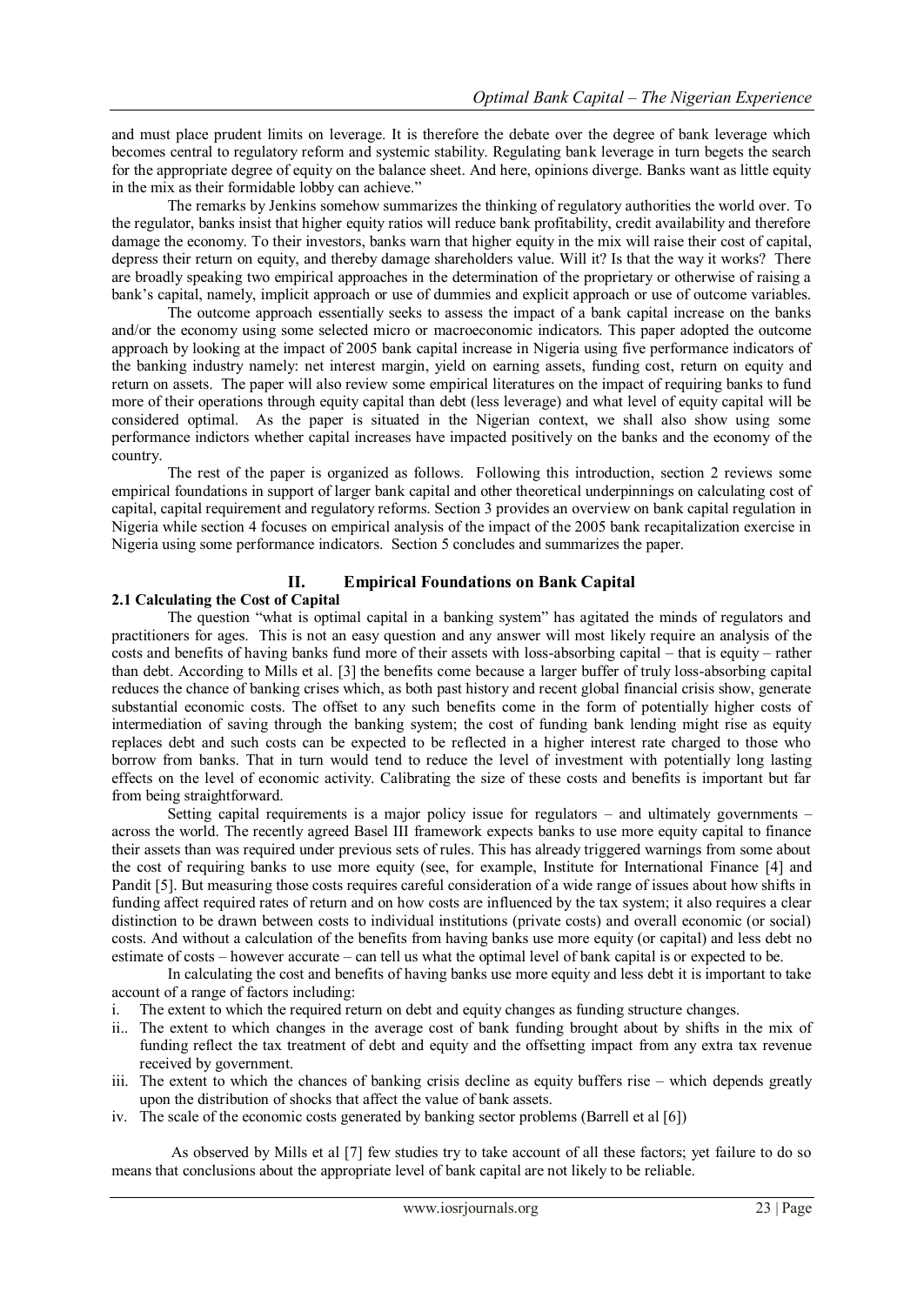and must place prudent limits on leverage. It is therefore the debate over the degree of bank leverage which becomes central to regulatory reform and systemic stability. Regulating bank leverage in turn begets the search for the appropriate degree of equity on the balance sheet. And here, opinions diverge. Banks want as little equity in the mix as their formidable lobby can achieve."

The remarks by Jenkins somehow summarizes the thinking of regulatory authorities the world over. To the regulator, banks insist that higher equity ratios will reduce bank profitability, credit availability and therefore damage the economy. To their investors, banks warn that higher equity in the mix will raise their cost of capital, depress their return on equity, and thereby damage shareholders value. Will it? Is that the way it works? There are broadly speaking two empirical approaches in the determination of the proprietary or otherwise of raising a bank's capital, namely, implicit approach or use of dummies and explicit approach or use of outcome variables.

The outcome approach essentially seeks to assess the impact of a bank capital increase on the banks and/or the economy using some selected micro or macroeconomic indicators. This paper adopted the outcome approach by looking at the impact of 2005 bank capital increase in Nigeria using five performance indicators of the banking industry namely: net interest margin, yield on earning assets, funding cost, return on equity and return on assets. The paper will also review some empirical literatures on the impact of requiring banks to fund more of their operations through equity capital than debt (less leverage) and what level of equity capital will be considered optimal. As the paper is situated in the Nigerian context, we shall also show using some performance indictors whether capital increases have impacted positively on the banks and the economy of the country.

The rest of the paper is organized as follows. Following this introduction, section 2 reviews some empirical foundations in support of larger bank capital and other theoretical underpinnings on calculating cost of capital, capital requirement and regulatory reforms. Section 3 provides an overview on bank capital regulation in Nigeria while section 4 focuses on empirical analysis of the impact of the 2005 bank recapitalization exercise in Nigeria using some performance indicators. Section 5 concludes and summarizes the paper.

## II. Empirical Foundations on Bank Capital

### 2.1 Calculating the Cost of Capital

The question "what is optimal capital in a banking system" has agitated the minds of regulators and practitioners for ages. This is not an easy question and any answer will most likely require an analysis of the costs and benefits of having banks fund more of their assets with loss-absorbing capital – that is equity – rather than debt. According to Mills et al. [3] the benefits come because a larger buffer of truly loss-absorbing capital reduces the chance of banking crises which, as both past history and recent global financial crisis show, generate substantial economic costs. The offset to any such benefits come in the form of potentially higher costs of intermediation of saving through the banking system; the cost of funding bank lending might rise as equity replaces debt and such costs can be expected to be reflected in a higher interest rate charged to those who borrow from banks. That in turn would tend to reduce the level of investment with potentially long lasting effects on the level of economic activity. Calibrating the size of these costs and benefits is important but far from being straightforward.

Setting capital requirements is a major policy issue for regulators – and ultimately governments – across the world. The recently agreed Basel III framework expects banks to use more equity capital to finance their assets than was required under previous sets of rules. This has already triggered warnings from some about the cost of requiring banks to use more equity (see, for example, Institute for International Finance [4] and Pandit [5]. But measuring those costs requires careful consideration of a wide range of issues about how shifts in funding affect required rates of return and on how costs are influenced by the tax system; it also requires a clear distinction to be drawn between costs to individual institutions (private costs) and overall economic (or social) costs. And without a calculation of the benefits from having banks use more equity (or capital) and less debt no estimate of costs – however accurate – can tell us what the optimal level of bank capital is or expected to be.

In calculating the cost and benefits of having banks use more equity and less debt it is important to take account of a range of factors including:

i. The extent to which the required return on debt and equity changes as funding structure changes.
ii.. The extent to which changes in the average cost of bank funding brought about by shifts in the mix of funding reflect the tax treatment of debt and equity and the offsetting impact from any extra tax revenue received by government.
iii. The extent to which the chances of banking crisis decline as equity buffers rise – which depends greatly upon the distribution of shocks that affect the value of bank assets.
iv. The scale of the economic costs generated by banking sector problems (Barrell et al [6])

As observed by Mills et al [7] few studies try to take account of all these factors; yet failure to do so means that conclusions about the appropriate level of bank capital are not likely to be reliable.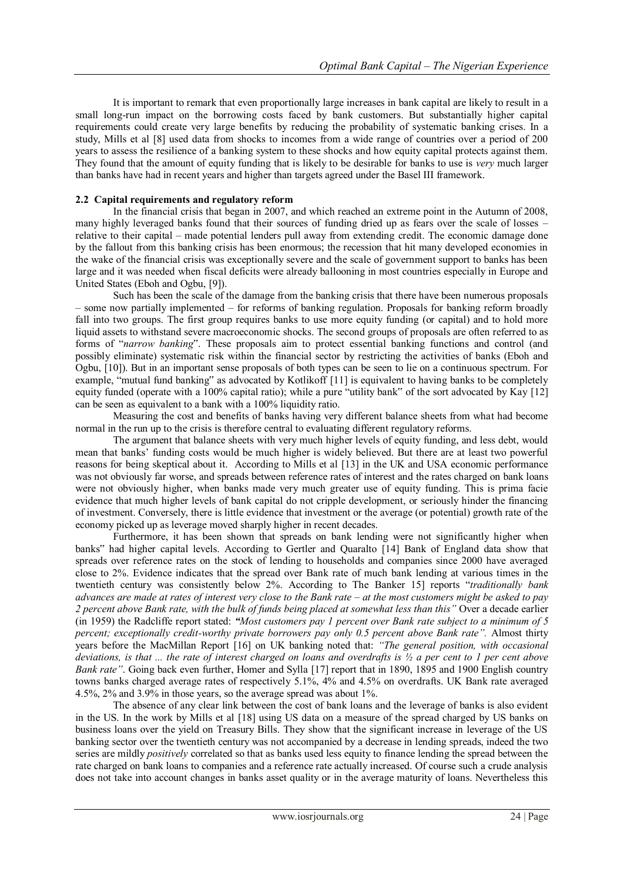It is important to remark that even proportionally large increases in bank capital are likely to result in a small long-run impact on the borrowing costs faced by bank customers. But substantially higher capital requirements could create very large benefits by reducing the probability of systematic banking crises. In a study, Mills et al [8] used data from shocks to incomes from a wide range of countries over a period of 200 years to assess the resilience of a banking system to these shocks and how equity capital protects against them. They found that the amount of equity funding that is likely to be desirable for banks to use is *very* much larger than banks have had in recent years and higher than targets agreed under the Basel III framework.

### 2.2 Capital requirements and regulatory reform

In the financial crisis that began in 2007, and which reached an extreme point in the Autumn of 2008, many highly leveraged banks found that their sources of funding dried up as fears over the scale of losses – relative to their capital – made potential lenders pull away from extending credit. The economic damage done by the fallout from this banking crisis has been enormous; the recession that hit many developed economies in the wake of the financial crisis was exceptionally severe and the scale of government support to banks has been large and it was needed when fiscal deficits were already ballooning in most countries especially in Europe and United States (Eboh and Ogbu, [9]).

Such has been the scale of the damage from the banking crisis that there have been numerous proposals – some now partially implemented – for reforms of banking regulation. Proposals for banking reform broadly fall into two groups. The first group requires banks to use more equity funding (or capital) and to hold more liquid assets to withstand severe macroeconomic shocks. The second groups of proposals are often referred to as forms of "*narrow banking*". These proposals aim to protect essential banking functions and control (and possibly eliminate) systematic risk within the financial sector by restricting the activities of banks (Eboh and Ogbu, [10]). But in an important sense proposals of both types can be seen to lie on a continuous spectrum. For example, "mutual fund banking" as advocated by Kotlikoff [11] is equivalent to having banks to be completely equity funded (operate with a 100% capital ratio); while a pure "utility bank" of the sort advocated by Kay [12] can be seen as equivalent to a bank with a 100% liquidity ratio.

Measuring the cost and benefits of banks having very different balance sheets from what had become normal in the run up to the crisis is therefore central to evaluating different regulatory reforms.

The argument that balance sheets with very much higher levels of equity funding, and less debt, would mean that banks' funding costs would be much higher is widely believed. But there are at least two powerful reasons for being skeptical about it. According to Mills et al [13] in the UK and USA economic performance was not obviously far worse, and spreads between reference rates of interest and the rates charged on bank loans were not obviously higher, when banks made very much greater use of equity funding. This is prima facie evidence that much higher levels of bank capital do not cripple development, or seriously hinder the financing of investment. Conversely, there is little evidence that investment or the average (or potential) growth rate of the economy picked up as leverage moved sharply higher in recent decades.

Furthermore, it has been shown that spreads on bank lending were not significantly higher when banks" had higher capital levels. According to Gertler and Quaralto [14] Bank of England data show that spreads over reference rates on the stock of lending to households and companies since 2000 have averaged close to 2%. Evidence indicates that the spread over Bank rate of much bank lending at various times in the twentieth century was consistently below 2%. According to The Banker 15] reports "*traditionally bank advances are made at rates of interest very close to the Bank rate – at the most customers might be asked to pay 2 percent above Bank rate, with the bulk of funds being placed at somewhat less than this"* Over a decade earlier (in 1959) the Radcliffe report stated: *"Most customers pay 1 percent over Bank rate subject to a minimum of 5 percent; exceptionally credit-worthy private borrowers pay only 0.5 percent above Bank rate".* Almost thirty years before the MacMillan Report [16] on UK banking noted that: *"The general position, with occasional deviations, is that ... the rate of interest charged on loans and overdrafts is ½ a per cent to 1 per cent above Bank rate"*. Going back even further, Homer and Sylla [17] report that in 1890, 1895 and 1900 English country towns banks charged average rates of respectively 5.1%, 4% and 4.5% on overdrafts. UK Bank rate averaged 4.5%, 2% and 3.9% in those years, so the average spread was about 1%.

The absence of any clear link between the cost of bank loans and the leverage of banks is also evident in the US. In the work by Mills et al [18] using US data on a measure of the spread charged by US banks on business loans over the yield on Treasury Bills. They show that the significant increase in leverage of the US banking sector over the twentieth century was not accompanied by a decrease in lending spreads, indeed the two series are mildly *positively* correlated so that as banks used less equity to finance lending the spread between the rate charged on bank loans to companies and a reference rate actually increased. Of course such a crude analysis does not take into account changes in banks asset quality or in the average maturity of loans. Nevertheless this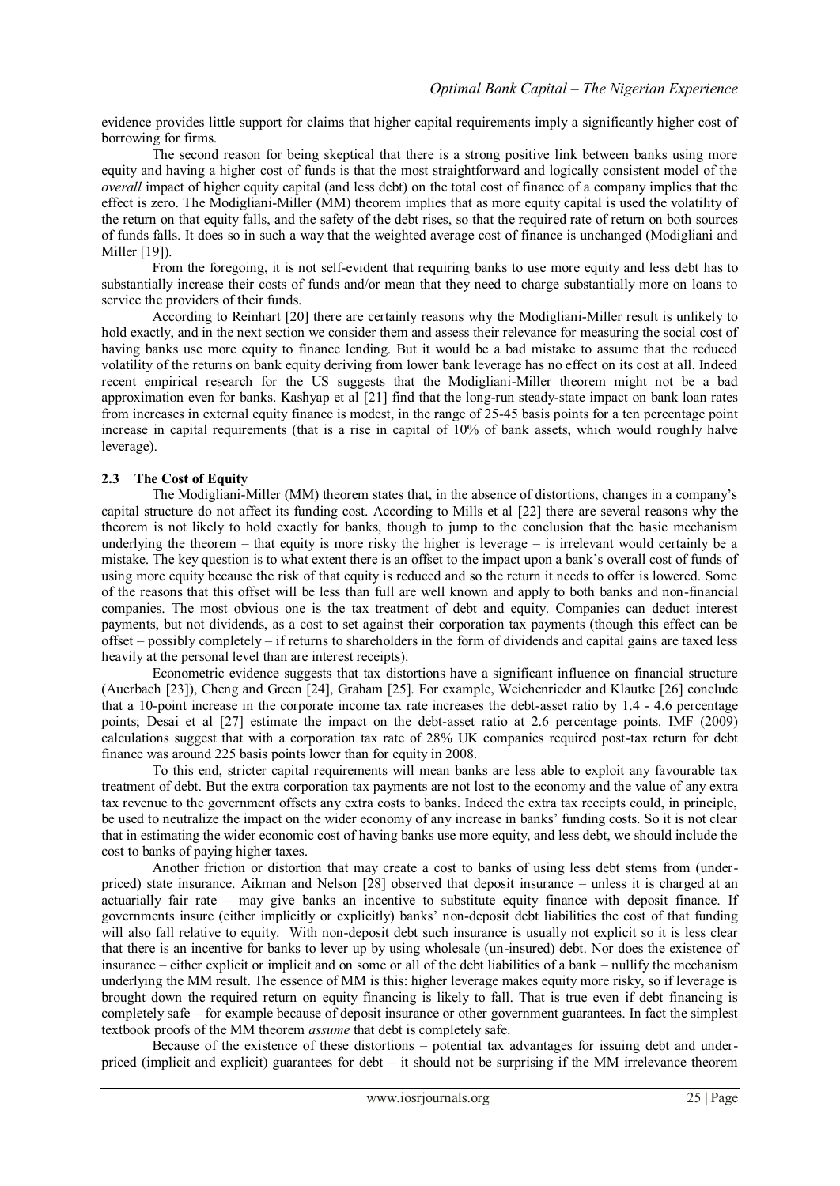evidence provides little support for claims that higher capital requirements imply a significantly higher cost of borrowing for firms.

The second reason for being skeptical that there is a strong positive link between banks using more equity and having a higher cost of funds is that the most straightforward and logically consistent model of the *overall* impact of higher equity capital (and less debt) on the total cost of finance of a company implies that the effect is zero. The Modigliani-Miller (MM) theorem implies that as more equity capital is used the volatility of the return on that equity falls, and the safety of the debt rises, so that the required rate of return on both sources of funds falls. It does so in such a way that the weighted average cost of finance is unchanged (Modigliani and Miller [19]).

From the foregoing, it is not self-evident that requiring banks to use more equity and less debt has to substantially increase their costs of funds and/or mean that they need to charge substantially more on loans to service the providers of their funds.

According to Reinhart [20] there are certainly reasons why the Modigliani-Miller result is unlikely to hold exactly, and in the next section we consider them and assess their relevance for measuring the social cost of having banks use more equity to finance lending. But it would be a bad mistake to assume that the reduced volatility of the returns on bank equity deriving from lower bank leverage has no effect on its cost at all. Indeed recent empirical research for the US suggests that the Modigliani-Miller theorem might not be a bad approximation even for banks. Kashyap et al [21] find that the long-run steady-state impact on bank loan rates from increases in external equity finance is modest, in the range of 25-45 basis points for a ten percentage point increase in capital requirements (that is a rise in capital of 10% of bank assets, which would roughly halve leverage).

### 2.3 The Cost of Equity

The Modigliani-Miller (MM) theorem states that, in the absence of distortions, changes in a company's capital structure do not affect its funding cost. According to Mills et al [22] there are several reasons why the theorem is not likely to hold exactly for banks, though to jump to the conclusion that the basic mechanism underlying the theorem – that equity is more risky the higher is leverage – is irrelevant would certainly be a mistake. The key question is to what extent there is an offset to the impact upon a bank's overall cost of funds of using more equity because the risk of that equity is reduced and so the return it needs to offer is lowered. Some of the reasons that this offset will be less than full are well known and apply to both banks and non-financial companies. The most obvious one is the tax treatment of debt and equity. Companies can deduct interest payments, but not dividends, as a cost to set against their corporation tax payments (though this effect can be offset – possibly completely – if returns to shareholders in the form of dividends and capital gains are taxed less heavily at the personal level than are interest receipts).

Econometric evidence suggests that tax distortions have a significant influence on financial structure (Auerbach [23]), Cheng and Green [24], Graham [25]. For example, Weichenrieder and Klautke [26] conclude that a 10-point increase in the corporate income tax rate increases the debt-asset ratio by 1.4 - 4.6 percentage points; Desai et al [27] estimate the impact on the debt-asset ratio at 2.6 percentage points. IMF (2009) calculations suggest that with a corporation tax rate of 28% UK companies required post-tax return for debt finance was around 225 basis points lower than for equity in 2008.

To this end, stricter capital requirements will mean banks are less able to exploit any favourable tax treatment of debt. But the extra corporation tax payments are not lost to the economy and the value of any extra tax revenue to the government offsets any extra costs to banks. Indeed the extra tax receipts could, in principle, be used to neutralize the impact on the wider economy of any increase in banks' funding costs. So it is not clear that in estimating the wider economic cost of having banks use more equity, and less debt, we should include the cost to banks of paying higher taxes.

Another friction or distortion that may create a cost to banks of using less debt stems from (under-priced) state insurance. Aikman and Nelson [28] observed that deposit insurance – unless it is charged at an actuarially fair rate – may give banks an incentive to substitute equity finance with deposit finance. If governments insure (either implicitly or explicitly) banks' non-deposit debt liabilities the cost of that funding will also fall relative to equity. With non-deposit debt such insurance is usually not explicit so it is less clear that there is an incentive for banks to lever up by using wholesale (un-insured) debt. Nor does the existence of insurance – either explicit or implicit and on some or all of the debt liabilities of a bank – nullify the mechanism underlying the MM result. The essence of MM is this: higher leverage makes equity more risky, so if leverage is brought down the required return on equity financing is likely to fall. That is true even if debt financing is completely safe – for example because of deposit insurance or other government guarantees. In fact the simplest textbook proofs of the MM theorem *assume* that debt is completely safe.

Because of the existence of these distortions – potential tax advantages for issuing debt and under-priced (implicit and explicit) guarantees for debt – it should not be surprising if the MM irrelevance theorem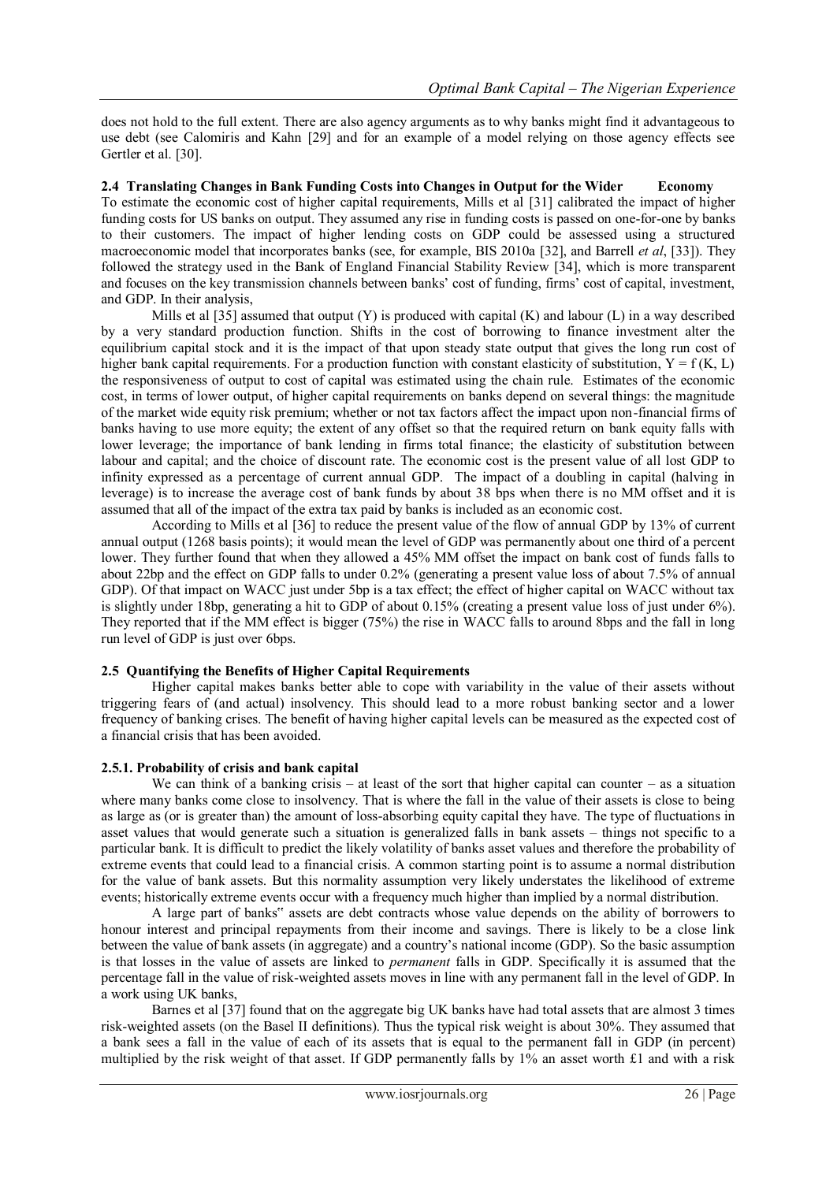does not hold to the full extent. There are also agency arguments as to why banks might find it advantageous to use debt (see Calomiris and Kahn [29] and for an example of a model relying on those agency effects see Gertler et al. [30].

### 2.4 Translating Changes in Bank Funding Costs into Changes in Output for the Wider Economy

To estimate the economic cost of higher capital requirements, Mills et al [31] calibrated the impact of higher funding costs for US banks on output. They assumed any rise in funding costs is passed on one-for-one by banks to their customers. The impact of higher lending costs on GDP could be assessed using a structured macroeconomic model that incorporates banks (see, for example, BIS 2010a [32], and Barrell *et al*, [33]). They followed the strategy used in the Bank of England Financial Stability Review [34], which is more transparent and focuses on the key transmission channels between banks' cost of funding, firms' cost of capital, investment, and GDP. In their analysis,

Mills et al [35] assumed that output (Y) is produced with capital (K) and labour (L) in a way described by a very standard production function. Shifts in the cost of borrowing to finance investment alter the equilibrium capital stock and it is the impact of that upon steady state output that gives the long run cost of higher bank capital requirements. For a production function with constant elasticity of substitution, $Y = f(K, L)$ the responsiveness of output to cost of capital was estimated using the chain rule. Estimates of the economic cost, in terms of lower output, of higher capital requirements on banks depend on several things: the magnitude of the market wide equity risk premium; whether or not tax factors affect the impact upon non-financial firms of banks having to use more equity; the extent of any offset so that the required return on bank equity falls with lower leverage; the importance of bank lending in firms total finance; the elasticity of substitution between labour and capital; and the choice of discount rate. The economic cost is the present value of all lost GDP to infinity expressed as a percentage of current annual GDP. The impact of a doubling in capital (halving in leverage) is to increase the average cost of bank funds by about 38 bps when there is no MM offset and it is assumed that all of the impact of the extra tax paid by banks is included as an economic cost.

According to Mills et al [36] to reduce the present value of the flow of annual GDP by 13% of current annual output (1268 basis points); it would mean the level of GDP was permanently about one third of a percent lower. They further found that when they allowed a 45% MM offset the impact on bank cost of funds falls to about 22bp and the effect on GDP falls to under 0.2% (generating a present value loss of about 7.5% of annual GDP). Of that impact on WACC just under 5bp is a tax effect; the effect of higher capital on WACC without tax is slightly under 18bp, generating a hit to GDP of about 0.15% (creating a present value loss of just under 6%). They reported that if the MM effect is bigger (75%) the rise in WACC falls to around 8bps and the fall in long run level of GDP is just over 6bps.

### 2.5 Quantifying the Benefits of Higher Capital Requirements

Higher capital makes banks better able to cope with variability in the value of their assets without triggering fears of (and actual) insolvency. This should lead to a more robust banking sector and a lower frequency of banking crises. The benefit of having higher capital levels can be measured as the expected cost of a financial crisis that has been avoided.

#### 2.5.1. Probability of crisis and bank capital

We can think of a banking crisis – at least of the sort that higher capital can counter – as a situation where many banks come close to insolvency. That is where the fall in the value of their assets is close to being as large as (or is greater than) the amount of loss-absorbing equity capital they have. The type of fluctuations in asset values that would generate such a situation is generalized falls in bank assets – things not specific to a particular bank. It is difficult to predict the likely volatility of banks asset values and therefore the probability of extreme events that could lead to a financial crisis. A common starting point is to assume a normal distribution for the value of bank assets. But this normality assumption very likely understates the likelihood of extreme events; historically extreme events occur with a frequency much higher than implied by a normal distribution.

A large part of banks" assets are debt contracts whose value depends on the ability of borrowers to honour interest and principal repayments from their income and savings. There is likely to be a close link between the value of bank assets (in aggregate) and a country's national income (GDP). So the basic assumption is that losses in the value of assets are linked to *permanent* falls in GDP. Specifically it is assumed that the percentage fall in the value of risk-weighted assets moves in line with any permanent fall in the level of GDP. In a work using UK banks,

Barnes et al [37] found that on the aggregate big UK banks have had total assets that are almost 3 times risk-weighted assets (on the Basel II definitions). Thus the typical risk weight is about 30%. They assumed that a bank sees a fall in the value of each of its assets that is equal to the permanent fall in GDP (in percent) multiplied by the risk weight of that asset. If GDP permanently falls by 1% an asset worth £1 and with a risk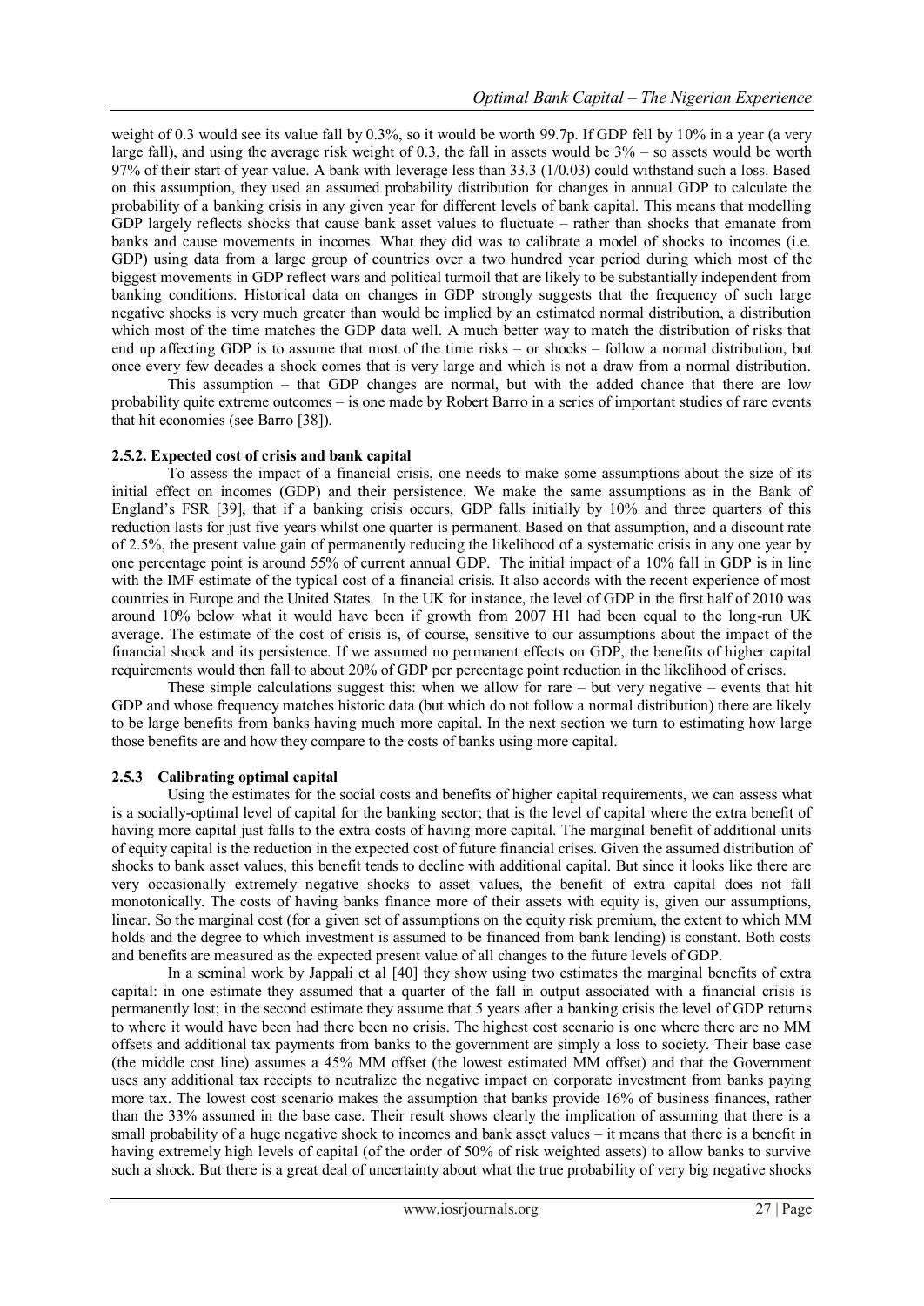weight of 0.3 would see its value fall by 0.3%, so it would be worth 99.7p. If GDP fell by 10% in a year (a very large fall), and using the average risk weight of 0.3, the fall in assets would be 3% – so assets would be worth 97% of their start of year value. A bank with leverage less than 33.3 (1/0.03) could withstand such a loss. Based on this assumption, they used an assumed probability distribution for changes in annual GDP to calculate the probability of a banking crisis in any given year for different levels of bank capital. This means that modelling GDP largely reflects shocks that cause bank asset values to fluctuate – rather than shocks that emanate from banks and cause movements in incomes. What they did was to calibrate a model of shocks to incomes (i.e. GDP) using data from a large group of countries over a two hundred year period during which most of the biggest movements in GDP reflect wars and political turmoil that are likely to be substantially independent from banking conditions. Historical data on changes in GDP strongly suggests that the frequency of such large negative shocks is very much greater than would be implied by an estimated normal distribution, a distribution which most of the time matches the GDP data well. A much better way to match the distribution of risks that end up affecting GDP is to assume that most of the time risks – or shocks – follow a normal distribution, but once every few decades a shock comes that is very large and which is not a draw from a normal distribution.

This assumption – that GDP changes are normal, but with the added chance that there are low probability quite extreme outcomes – is one made by Robert Barro in a series of important studies of rare events that hit economies (see Barro [38]).

### 2.5.2. Expected cost of crisis and bank capital

To assess the impact of a financial crisis, one needs to make some assumptions about the size of its initial effect on incomes (GDP) and their persistence. We make the same assumptions as in the Bank of England's FSR [39], that if a banking crisis occurs, GDP falls initially by 10% and three quarters of this reduction lasts for just five years whilst one quarter is permanent. Based on that assumption, and a discount rate of 2.5%, the present value gain of permanently reducing the likelihood of a systematic crisis in any one year by one percentage point is around 55% of current annual GDP. The initial impact of a 10% fall in GDP is in line with the IMF estimate of the typical cost of a financial crisis. It also accords with the recent experience of most countries in Europe and the United States. In the UK for instance, the level of GDP in the first half of 2010 was around 10% below what it would have been if growth from 2007 H1 had been equal to the long-run UK average. The estimate of the cost of crisis is, of course, sensitive to our assumptions about the impact of the financial shock and its persistence. If we assumed no permanent effects on GDP, the benefits of higher capital requirements would then fall to about 20% of GDP per percentage point reduction in the likelihood of crises.

These simple calculations suggest this: when we allow for rare – but very negative – events that hit GDP and whose frequency matches historic data (but which do not follow a normal distribution) there are likely to be large benefits from banks having much more capital. In the next section we turn to estimating how large those benefits are and how they compare to the costs of banks using more capital.

### 2.5.3 Calibrating optimal capital

Using the estimates for the social costs and benefits of higher capital requirements, we can assess what is a socially-optimal level of capital for the banking sector; that is the level of capital where the extra benefit of having more capital just falls to the extra costs of having more capital. The marginal benefit of additional units of equity capital is the reduction in the expected cost of future financial crises. Given the assumed distribution of shocks to bank asset values, this benefit tends to decline with additional capital. But since it looks like there are very occasionally extremely negative shocks to asset values, the benefit of extra capital does not fall monotonically. The costs of having banks finance more of their assets with equity is, given our assumptions, linear. So the marginal cost (for a given set of assumptions on the equity risk premium, the extent to which MM holds and the degree to which investment is assumed to be financed from bank lending) is constant. Both costs and benefits are measured as the expected present value of all changes to the future levels of GDP.

In a seminal work by Jappali et al [40] they show using two estimates the marginal benefits of extra capital: in one estimate they assumed that a quarter of the fall in output associated with a financial crisis is permanently lost; in the second estimate they assume that 5 years after a banking crisis the level of GDP returns to where it would have been had there been no crisis. The highest cost scenario is one where there are no MM offsets and additional tax payments from banks to the government are simply a loss to society. Their base case (the middle cost line) assumes a 45% MM offset (the lowest estimated MM offset) and that the Government uses any additional tax receipts to neutralize the negative impact on corporate investment from banks paying more tax. The lowest cost scenario makes the assumption that banks provide 16% of business finances, rather than the 33% assumed in the base case. Their result shows clearly the implication of assuming that there is a small probability of a huge negative shock to incomes and bank asset values – it means that there is a benefit in having extremely high levels of capital (of the order of 50% of risk weighted assets) to allow banks to survive such a shock. But there is a great deal of uncertainty about what the true probability of very big negative shocks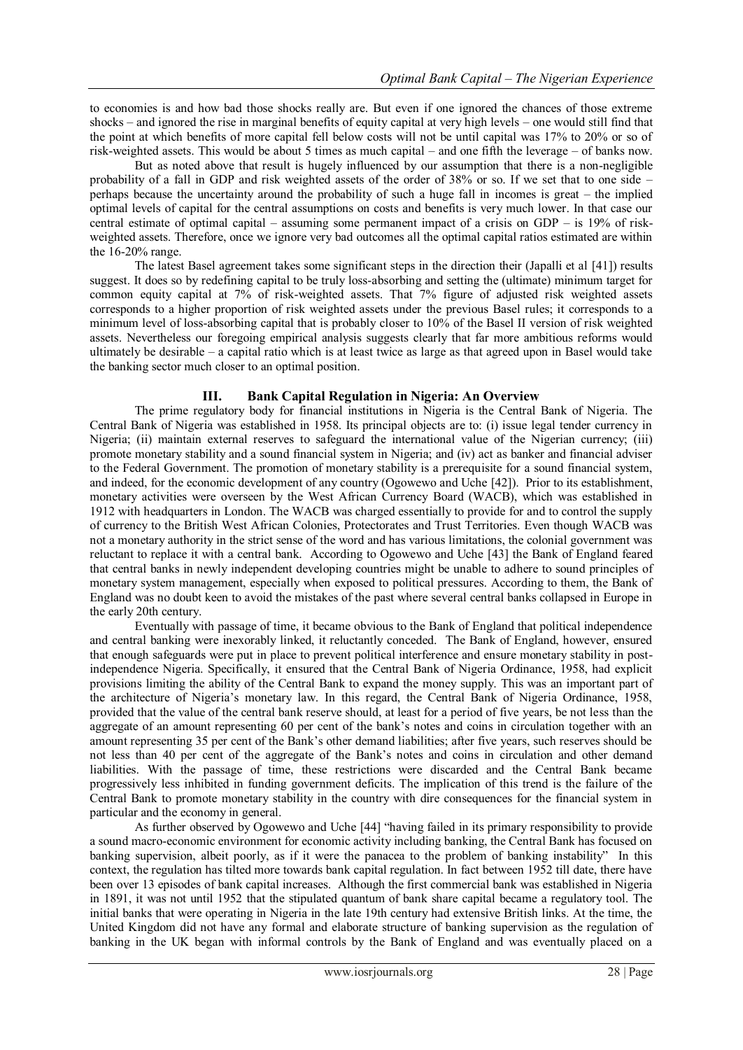to economies is and how bad those shocks really are. But even if one ignored the chances of those extreme shocks – and ignored the rise in marginal benefits of equity capital at very high levels – one would still find that the point at which benefits of more capital fell below costs will not be until capital was 17% to 20% or so of risk-weighted assets. This would be about 5 times as much capital – and one fifth the leverage – of banks now.

But as noted above that result is hugely influenced by our assumption that there is a non-negligible probability of a fall in GDP and risk weighted assets of the order of 38% or so. If we set that to one side – perhaps because the uncertainty around the probability of such a huge fall in incomes is great – the implied optimal levels of capital for the central assumptions on costs and benefits is very much lower. In that case our central estimate of optimal capital – assuming some permanent impact of a crisis on GDP – is 19% of risk-weighted assets. Therefore, once we ignore very bad outcomes all the optimal capital ratios estimated are within the 16-20% range.

The latest Basel agreement takes some significant steps in the direction their (Japalli et al [41]) results suggest. It does so by redefining capital to be truly loss-absorbing and setting the (ultimate) minimum target for common equity capital at 7% of risk-weighted assets. That 7% figure of adjusted risk weighted assets corresponds to a higher proportion of risk weighted assets under the previous Basel rules; it corresponds to a minimum level of loss-absorbing capital that is probably closer to 10% of the Basel II version of risk weighted assets. Nevertheless our foregoing empirical analysis suggests clearly that far more ambitious reforms would ultimately be desirable – a capital ratio which is at least twice as large as that agreed upon in Basel would take the banking sector much closer to an optimal position.

## III. Bank Capital Regulation in Nigeria: An Overview

The prime regulatory body for financial institutions in Nigeria is the Central Bank of Nigeria. The Central Bank of Nigeria was established in 1958. Its principal objects are to: (i) issue legal tender currency in Nigeria; (ii) maintain external reserves to safeguard the international value of the Nigerian currency; (iii) promote monetary stability and a sound financial system in Nigeria; and (iv) act as banker and financial adviser to the Federal Government. The promotion of monetary stability is a prerequisite for a sound financial system, and indeed, for the economic development of any country (Ogowewo and Uche [42]). Prior to its establishment, monetary activities were overseen by the West African Currency Board (WACB), which was established in 1912 with headquarters in London. The WACB was charged essentially to provide for and to control the supply of currency to the British West African Colonies, Protectorates and Trust Territories. Even though WACB was not a monetary authority in the strict sense of the word and has various limitations, the colonial government was reluctant to replace it with a central bank. According to Ogowewo and Uche [43] the Bank of England feared that central banks in newly independent developing countries might be unable to adhere to sound principles of monetary system management, especially when exposed to political pressures. According to them, the Bank of England was no doubt keen to avoid the mistakes of the past where several central banks collapsed in Europe in the early 20th century.

Eventually with passage of time, it became obvious to the Bank of England that political independence and central banking were inexorably linked, it reluctantly conceded. The Bank of England, however, ensured that enough safeguards were put in place to prevent political interference and ensure monetary stability in post-independence Nigeria. Specifically, it ensured that the Central Bank of Nigeria Ordinance, 1958, had explicit provisions limiting the ability of the Central Bank to expand the money supply. This was an important part of the architecture of Nigeria's monetary law. In this regard, the Central Bank of Nigeria Ordinance, 1958, provided that the value of the central bank reserve should, at least for a period of five years, be not less than the aggregate of an amount representing 60 per cent of the bank's notes and coins in circulation together with an amount representing 35 per cent of the Bank's other demand liabilities; after five years, such reserves should be not less than 40 per cent of the aggregate of the Bank's notes and coins in circulation and other demand liabilities. With the passage of time, these restrictions were discarded and the Central Bank became progressively less inhibited in funding government deficits. The implication of this trend is the failure of the Central Bank to promote monetary stability in the country with dire consequences for the financial system in particular and the economy in general.

As further observed by Ogowewo and Uche [44] "having failed in its primary responsibility to provide a sound macro-economic environment for economic activity including banking, the Central Bank has focused on banking supervision, albeit poorly, as if it were the panacea to the problem of banking instability" In this context, the regulation has tilted more towards bank capital regulation. In fact between 1952 till date, there have been over 13 episodes of bank capital increases. Although the first commercial bank was established in Nigeria in 1891, it was not until 1952 that the stipulated quantum of bank share capital became a regulatory tool. The initial banks that were operating in Nigeria in the late 19th century had extensive British links. At the time, the United Kingdom did not have any formal and elaborate structure of banking supervision as the regulation of banking in the UK began with informal controls by the Bank of England and was eventually placed on a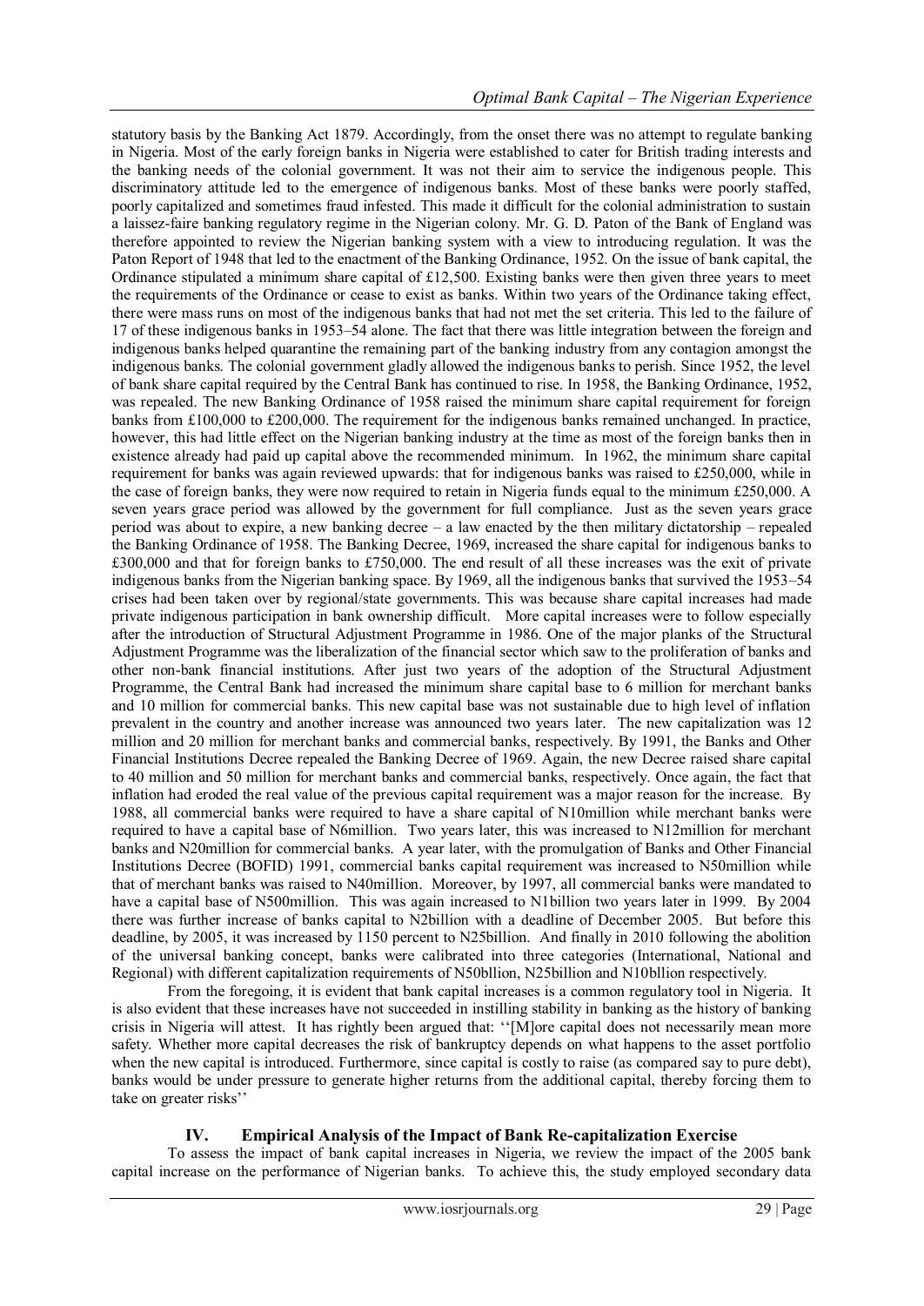statutory basis by the Banking Act 1879. Accordingly, from the onset there was no attempt to regulate banking in Nigeria. Most of the early foreign banks in Nigeria were established to cater for British trading interests and the banking needs of the colonial government. It was not their aim to service the indigenous people. This discriminatory attitude led to the emergence of indigenous banks. Most of these banks were poorly staffed, poorly capitalized and sometimes fraud infested. This made it difficult for the colonial administration to sustain a laissez-faire banking regulatory regime in the Nigerian colony. Mr. G. D. Paton of the Bank of England was therefore appointed to review the Nigerian banking system with a view to introducing regulation. It was the Paton Report of 1948 that led to the enactment of the Banking Ordinance, 1952. On the issue of bank capital, the Ordinance stipulated a minimum share capital of £12,500. Existing banks were then given three years to meet the requirements of the Ordinance or cease to exist as banks. Within two years of the Ordinance taking effect, there were mass runs on most of the indigenous banks that had not met the set criteria. This led to the failure of 17 of these indigenous banks in 1953–54 alone. The fact that there was little integration between the foreign and indigenous banks helped quarantine the remaining part of the banking industry from any contagion amongst the indigenous banks. The colonial government gladly allowed the indigenous banks to perish. Since 1952, the level of bank share capital required by the Central Bank has continued to rise. In 1958, the Banking Ordinance, 1952, was repealed. The new Banking Ordinance of 1958 raised the minimum share capital requirement for foreign banks from £100,000 to £200,000. The requirement for the indigenous banks remained unchanged. In practice, however, this had little effect on the Nigerian banking industry at the time as most of the foreign banks then in existence already had paid up capital above the recommended minimum. In 1962, the minimum share capital requirement for banks was again reviewed upwards: that for indigenous banks was raised to £250,000, while in the case of foreign banks, they were now required to retain in Nigeria funds equal to the minimum £250,000. A seven years grace period was allowed by the government for full compliance. Just as the seven years grace period was about to expire, a new banking decree – a law enacted by the then military dictatorship – repealed the Banking Ordinance of 1958. The Banking Decree, 1969, increased the share capital for indigenous banks to £300,000 and that for foreign banks to £750,000. The end result of all these increases was the exit of private indigenous banks from the Nigerian banking space. By 1969, all the indigenous banks that survived the 1953–54 crises had been taken over by regional/state governments. This was because share capital increases had made private indigenous participation in bank ownership difficult. More capital increases were to follow especially after the introduction of Structural Adjustment Programme in 1986. One of the major planks of the Structural Adjustment Programme was the liberalization of the financial sector which saw to the proliferation of banks and other non-bank financial institutions. After just two years of the adoption of the Structural Adjustment Programme, the Central Bank had increased the minimum share capital base to 6 million for merchant banks and 10 million for commercial banks. This new capital base was not sustainable due to high level of inflation prevalent in the country and another increase was announced two years later. The new capitalization was 12 million and 20 million for merchant banks and commercial banks, respectively. By 1991, the Banks and Other Financial Institutions Decree repealed the Banking Decree of 1969. Again, the new Decree raised share capital to 40 million and 50 million for merchant banks and commercial banks, respectively. Once again, the fact that inflation had eroded the real value of the previous capital requirement was a major reason for the increase. By 1988, all commercial banks were required to have a share capital of N10million while merchant banks were required to have a capital base of N6million. Two years later, this was increased to N12million for merchant banks and N20million for commercial banks. A year later, with the promulgation of Banks and Other Financial Institutions Decree (BOFID) 1991, commercial banks capital requirement was increased to N50million while that of merchant banks was raised to N40million. Moreover, by 1997, all commercial banks were mandated to have a capital base of N500million. This was again increased to N1billion two years later in 1999. By 2004 there was further increase of banks capital to N2billion with a deadline of December 2005. But before this deadline, by 2005, it was increased by 1150 percent to N25billion. And finally in 2010 following the abolition of the universal banking concept, banks were calibrated into three categories (International, National and Regional) with different capitalization requirements of N50bllion, N25billion and N10bllion respectively.

From the foregoing, it is evident that bank capital increases is a common regulatory tool in Nigeria. It is also evident that these increases have not succeeded in instilling stability in banking as the history of banking crisis in Nigeria will attest. It has rightly been argued that: ''[M]ore capital does not necessarily mean more safety. Whether more capital decreases the risk of bankruptcy depends on what happens to the asset portfolio when the new capital is introduced. Furthermore, since capital is costly to raise (as compared say to pure debt), banks would be under pressure to generate higher returns from the additional capital, thereby forcing them to take on greater risks''

## IV. Empirical Analysis of the Impact of Bank Re-capitalization Exercise

To assess the impact of bank capital increases in Nigeria, we review the impact of the 2005 bank capital increase on the performance of Nigerian banks. To achieve this, the study employed secondary data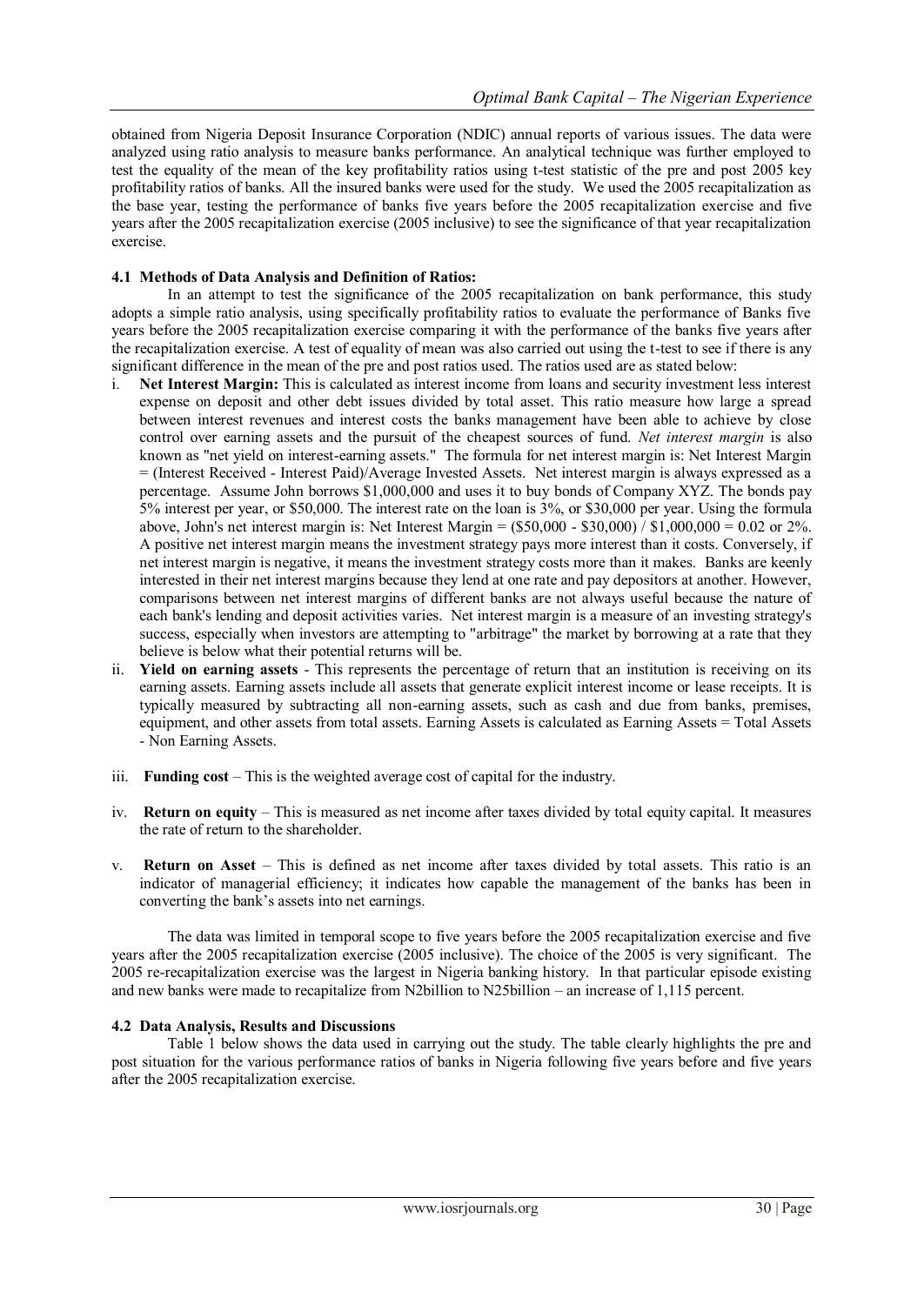obtained from Nigeria Deposit Insurance Corporation (NDIC) annual reports of various issues. The data were analyzed using ratio analysis to measure banks performance. An analytical technique was further employed to test the equality of the mean of the key profitability ratios using t-test statistic of the pre and post 2005 key profitability ratios of banks. All the insured banks were used for the study. We used the 2005 recapitalization as the base year, testing the performance of banks five years before the 2005 recapitalization exercise and five years after the 2005 recapitalization exercise (2005 inclusive) to see the significance of that year recapitalization exercise.

### 4.1 Methods of Data Analysis and Definition of Ratios:

In an attempt to test the significance of the 2005 recapitalization on bank performance, this study adopts a simple ratio analysis, using specifically profitability ratios to evaluate the performance of Banks five years before the 2005 recapitalization exercise comparing it with the performance of the banks five years after the recapitalization exercise. A test of equality of mean was also carried out using the t-test to see if there is any significant difference in the mean of the pre and post ratios used. The ratios used are as stated below:

i. **Net Interest Margin:** This is calculated as interest income from loans and security investment less interest expense on deposit and other debt issues divided by total asset. This ratio measure how large a spread between interest revenues and interest costs the banks management have been able to achieve by close control over earning assets and the pursuit of the cheapest sources of fund. *Net interest margin* is also known as "net yield on interest-earning assets." The formula for net interest margin is: Net Interest Margin = (Interest Received - Interest Paid)/Average Invested Assets. Net interest margin is always expressed as a percentage. Assume John borrows $1,000,000 and uses it to buy bonds of Company XYZ. The bonds pay 5% interest per year, or $50,000. The interest rate on the loan is 3%, or $30,000 per year. Using the formula above, John's net interest margin is: Net Interest Margin = ($50,000 - $30,000) / $1,000,000 = 0.02 or 2%. A positive net interest margin means the investment strategy pays more interest than it costs. Conversely, if net interest margin is negative, it means the investment strategy costs more than it makes. Banks are keenly interested in their net interest margins because they lend at one rate and pay depositors at another. However, comparisons between net interest margins of different banks are not always useful because the nature of each bank's lending and deposit activities varies. Net interest margin is a measure of an investing strategy's success, especially when investors are attempting to "arbitrage" the market by borrowing at a rate that they believe is below what their potential returns will be.

ii. **Yield on earning assets** - This represents the percentage of return that an institution is receiving on its earning assets. Earning assets include all assets that generate explicit interest income or lease receipts. It is typically measured by subtracting all non-earning assets, such as cash and due from banks, premises, equipment, and other assets from total assets. Earning Assets is calculated as Earning Assets = Total Assets - Non Earning Assets.

iii. **Funding cost** – This is the weighted average cost of capital for the industry.

iv. **Return on equity** – This is measured as net income after taxes divided by total equity capital. It measures the rate of return to the shareholder.

v. **Return on Asset** – This is defined as net income after taxes divided by total assets. This ratio is an indicator of managerial efficiency; it indicates how capable the management of the banks has been in converting the bank's assets into net earnings.

The data was limited in temporal scope to five years before the 2005 recapitalization exercise and five years after the 2005 recapitalization exercise (2005 inclusive). The choice of the 2005 is very significant. The 2005 re-recapitalization exercise was the largest in Nigeria banking history. In that particular episode existing and new banks were made to recapitalize from N2billion to N25billion – an increase of 1,115 percent.

### 4.2 Data Analysis, Results and Discussions

Table 1 below shows the data used in carrying out the study. The table clearly highlights the pre and post situation for the various performance ratios of banks in Nigeria following five years before and five years after the 2005 recapitalization exercise.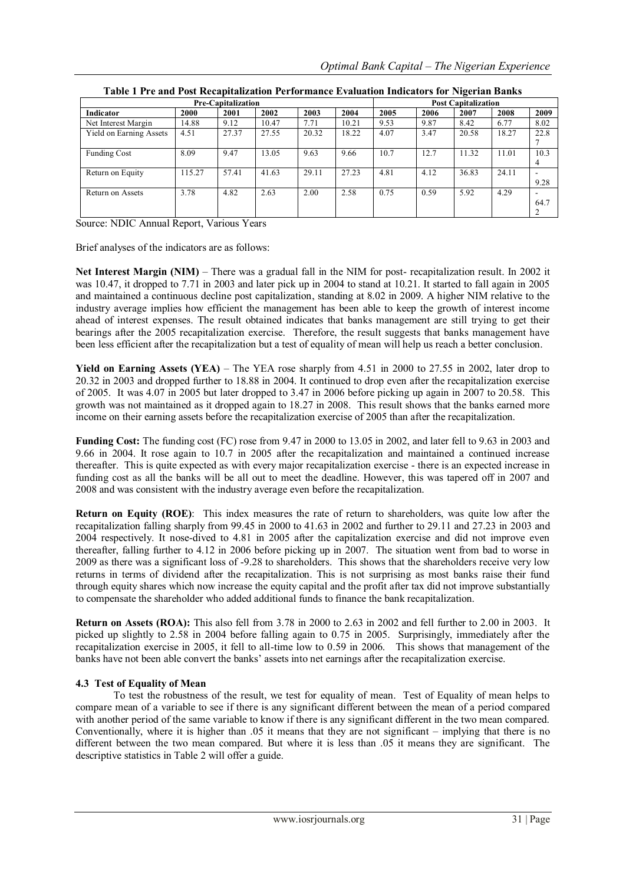**Table 1 Pre and Post Recapitalization Performance Evaluation Indicators for Nigerian Banks**

| | Pre-Capitalization | | | | | Post Capitalization | | | | |
|---|---|---|---|---|---|---|---|---|---|---|
| **Indicator** | **2000** | **2001** | **2002** | **2003** | **2004** | **2005** | **2006** | **2007** | **2008** | **2009** |
| Net Interest Margin | 14.88 | 9.12 | 10.47 | 7.71 | 10.21 | 9.53 | 9.87 | 8.42 | 6.77 | 8.02 |
| Yield on Earning Assets | 4.51 | 27.37 | 27.55 | 20.32 | 18.22 | 4.07 | 3.47 | 20.58 | 18.27 | 22.87 |
| Funding Cost | 8.09 | 9.47 | 13.05 | 9.63 | 9.66 | 10.7 | 12.7 | 11.32 | 11.01 | 10.34 |
| Return on Equity | 115.27 | 57.41 | 41.63 | 29.11 | 27.23 | 4.81 | 4.12 | 36.83 | 24.11 | -9.28 |
| Return on Assets | 3.78 | 4.82 | 2.63 | 2.00 | 2.58 | 0.75 | 0.59 | 5.92 | 4.29 | -64.72 |

Source: NDIC Annual Report, Various Years

Brief analyses of the indicators are as follows:

**Net Interest Margin (NIM)** – There was a gradual fall in the NIM for post- recapitalization result. In 2002 it was 10.47, it dropped to 7.71 in 2003 and later pick up in 2004 to stand at 10.21. It started to fall again in 2005 and maintained a continuous decline post capitalization, standing at 8.02 in 2009. A higher NIM relative to the industry average implies how efficient the management has been able to keep the growth of interest income ahead of interest expenses. The result obtained indicates that banks management are still trying to get their bearings after the 2005 recapitalization exercise. Therefore, the result suggests that banks management have been less efficient after the recapitalization but a test of equality of mean will help us reach a better conclusion.

**Yield on Earning Assets (YEA)** – The YEA rose sharply from 4.51 in 2000 to 27.55 in 2002, later drop to 20.32 in 2003 and dropped further to 18.88 in 2004. It continued to drop even after the recapitalization exercise of 2005. It was 4.07 in 2005 but later dropped to 3.47 in 2006 before picking up again in 2007 to 20.58. This growth was not maintained as it dropped again to 18.27 in 2008. This result shows that the banks earned more income on their earning assets before the recapitalization exercise of 2005 than after the recapitalization.

**Funding Cost:** The funding cost (FC) rose from 9.47 in 2000 to 13.05 in 2002, and later fell to 9.63 in 2003 and 9.66 in 2004. It rose again to 10.7 in 2005 after the recapitalization and maintained a continued increase thereafter. This is quite expected as with every major recapitalization exercise - there is an expected increase in funding cost as all the banks will be all out to meet the deadline. However, this was tapered off in 2007 and 2008 and was consistent with the industry average even before the recapitalization.

**Return on Equity (ROE)**: This index measures the rate of return to shareholders, was quite low after the recapitalization falling sharply from 99.45 in 2000 to 41.63 in 2002 and further to 29.11 and 27.23 in 2003 and 2004 respectively. It nose-dived to 4.81 in 2005 after the capitalization exercise and did not improve even thereafter, falling further to 4.12 in 2006 before picking up in 2007. The situation went from bad to worse in 2009 as there was a significant loss of -9.28 to shareholders. This shows that the shareholders receive very low returns in terms of dividend after the recapitalization. This is not surprising as most banks raise their fund through equity shares which now increase the equity capital and the profit after tax did not improve substantially to compensate the shareholder who added additional funds to finance the bank recapitalization.

**Return on Assets (ROA):** This also fell from 3.78 in 2000 to 2.63 in 2002 and fell further to 2.00 in 2003. It picked up slightly to 2.58 in 2004 before falling again to 0.75 in 2005. Surprisingly, immediately after the recapitalization exercise in 2005, it fell to all-time low to 0.59 in 2006. This shows that management of the banks have not been able convert the banks' assets into net earnings after the recapitalization exercise.

### 4.3 Test of Equality of Mean

To test the robustness of the result, we test for equality of mean. Test of Equality of mean helps to compare mean of a variable to see if there is any significant different between the mean of a period compared with another period of the same variable to know if there is any significant different in the two mean compared. Conventionally, where it is higher than .05 it means that they are not significant – implying that there is no different between the two mean compared. But where it is less than .05 it means they are significant. The descriptive statistics in Table 2 will offer a guide.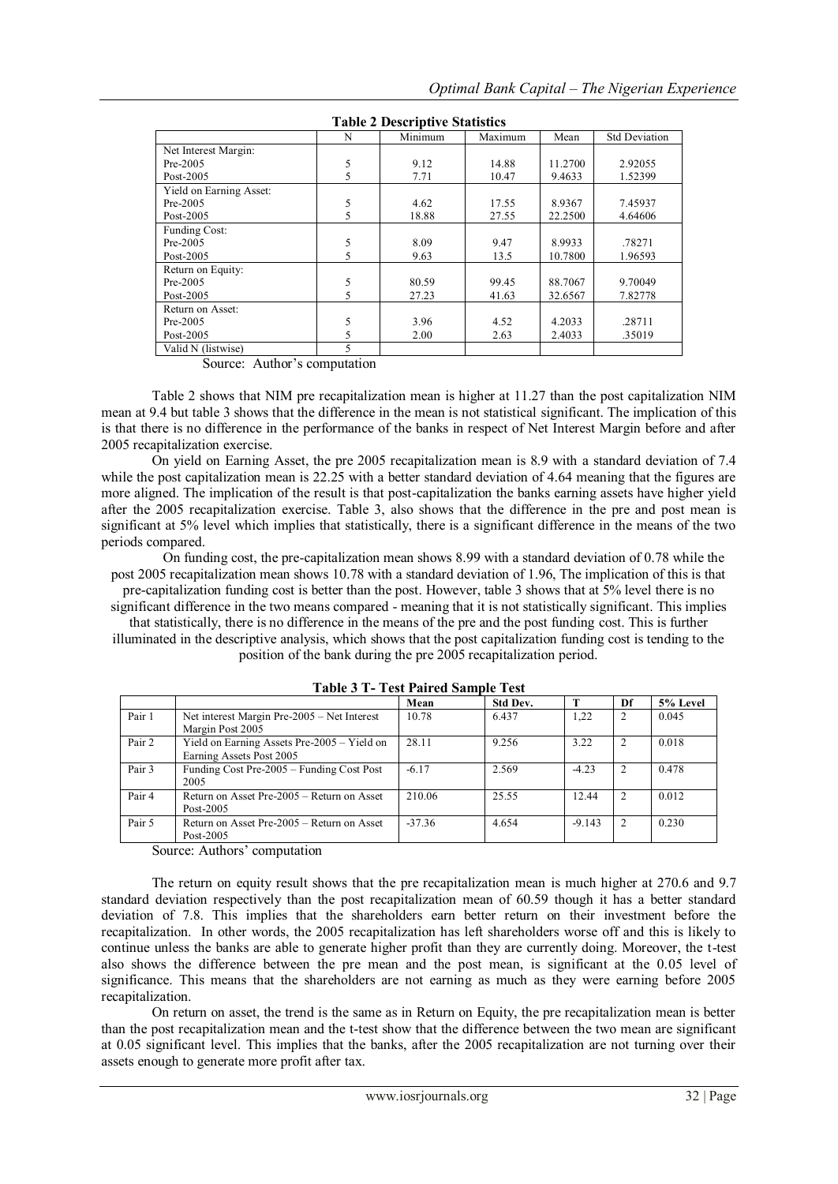**Table 2 Descriptive Statistics**

| | N | Minimum | Maximum | Mean | Std Deviation |
|---|---|---|---|---|---|
| Net Interest Margin: | | | | | |
| Pre-2005 | 5 | 9.12 | 14.88 | 11.2700 | 2.92055 |
| Post-2005 | 5 | 7.71 | 10.47 | 9.4633 | 1.52399 |
| Yield on Earning Asset: | | | | | |
| Pre-2005 | 5 | 4.62 | 17.55 | 8.9367 | 7.45937 |
| Post-2005 | 5 | 18.88 | 27.55 | 22.2500 | 4.64606 |
| Funding Cost: | | | | | |
| Pre-2005 | 5 | 8.09 | 9.47 | 8.9933 | .78271 |
| Post-2005 | 5 | 9.63 | 13.5 | 10.7800 | 1.96593 |
| Return on Equity: | | | | | |
| Pre-2005 | 5 | 80.59 | 99.45 | 88.7067 | 9.70049 |
| Post-2005 | 5 | 27.23 | 41.63 | 32.6567 | 7.82778 |
| Return on Asset: | | | | | |
| Pre-2005 | 5 | 3.96 | 4.52 | 4.2033 | .28711 |
| Post-2005 | 5 | 2.00 | 2.63 | 2.4033 | .35019 |
| Valid N (listwise) | 5 | | | | |

Source: Author's computation

Table 2 shows that NIM pre recapitalization mean is higher at 11.27 than the post capitalization NIM mean at 9.4 but table 3 shows that the difference in the mean is not statistical significant. The implication of this is that there is no difference in the performance of the banks in respect of Net Interest Margin before and after 2005 recapitalization exercise.

On yield on Earning Asset, the pre 2005 recapitalization mean is 8.9 with a standard deviation of 7.4 while the post capitalization mean is 22.25 with a better standard deviation of 4.64 meaning that the figures are more aligned. The implication of the result is that post-capitalization the banks earning assets have higher yield after the 2005 recapitalization exercise. Table 3, also shows that the difference in the pre and post mean is significant at 5% level which implies that statistically, there is a significant difference in the means of the two periods compared.

On funding cost, the pre-capitalization mean shows 8.99 with a standard deviation of 0.78 while the post 2005 recapitalization mean shows 10.78 with a standard deviation of 1.96, The implication of this is that pre-capitalization funding cost is better than the post. However, table 3 shows that at 5% level there is no significant difference in the two means compared - meaning that it is not statistically significant. This implies that statistically, there is no difference in the means of the pre and the post funding cost. This is further illuminated in the descriptive analysis, which shows that the post capitalization funding cost is tending to the position of the bank during the pre 2005 recapitalization period.

**Table 3 T- Test Paired Sample Test**

| | | Mean | Std Dev. | T | Df | 5% Level |
|---|---|---|---|---|---|---|
| Pair 1 | Net interest Margin Pre-2005 – Net Interest Margin Post 2005 | 10.78 | 6.437 | 1,22 | 2 | 0.045 |
| Pair 2 | Yield on Earning Assets Pre-2005 – Yield on Earning Assets Post 2005 | 28.11 | 9.256 | 3.22 | 2 | 0.018 |
| Pair 3 | Funding Cost Pre-2005 – Funding Cost Post 2005 | -6.17 | 2.569 | -4.23 | 2 | 0.478 |
| Pair 4 | Return on Asset Pre-2005 – Return on Asset Post-2005 | 210.06 | 25.55 | 12.44 | 2 | 0.012 |
| Pair 5 | Return on Asset Pre-2005 – Return on Asset Post-2005 | -37.36 | 4.654 | -9.143 | 2 | 0.230 |

Source: Authors' computation

The return on equity result shows that the pre recapitalization mean is much higher at 270.6 and 9.7 standard deviation respectively than the post recapitalization mean of 60.59 though it has a better standard deviation of 7.8. This implies that the shareholders earn better return on their investment before the recapitalization. In other words, the 2005 recapitalization has left shareholders worse off and this is likely to continue unless the banks are able to generate higher profit than they are currently doing. Moreover, the t-test also shows the difference between the pre mean and the post mean, is significant at the 0.05 level of significance. This means that the shareholders are not earning as much as they were earning before 2005 recapitalization.

On return on asset, the trend is the same as in Return on Equity, the pre recapitalization mean is better than the post recapitalization mean and the t-test show that the difference between the two mean are significant at 0.05 significant level. This implies that the banks, after the 2005 recapitalization are not turning over their assets enough to generate more profit after tax.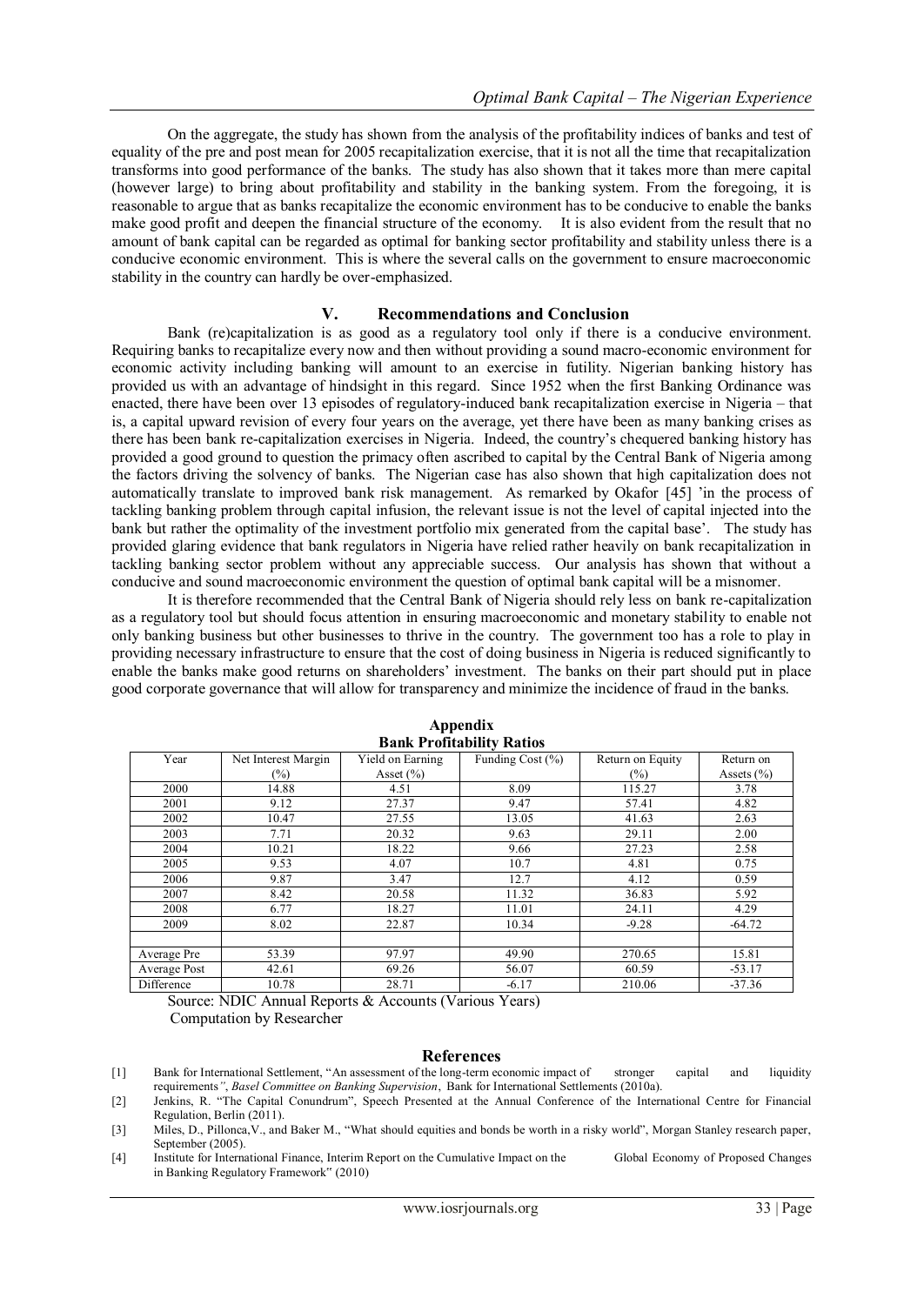On the aggregate, the study has shown from the analysis of the profitability indices of banks and test of equality of the pre and post mean for 2005 recapitalization exercise, that it is not all the time that recapitalization transforms into good performance of the banks. The study has also shown that it takes more than mere capital (however large) to bring about profitability and stability in the banking system. From the foregoing, it is reasonable to argue that as banks recapitalize the economic environment has to be conducive to enable the banks make good profit and deepen the financial structure of the economy. It is also evident from the result that no amount of bank capital can be regarded as optimal for banking sector profitability and stability unless there is a conducive economic environment. This is where the several calls on the government to ensure macroeconomic stability in the country can hardly be over-emphasized.

## V. Recommendations and Conclusion

Bank (re)capitalization is as good as a regulatory tool only if there is a conducive environment. Requiring banks to recapitalize every now and then without providing a sound macro-economic environment for economic activity including banking will amount to an exercise in futility. Nigerian banking history has provided us with an advantage of hindsight in this regard. Since 1952 when the first Banking Ordinance was enacted, there have been over 13 episodes of regulatory-induced bank recapitalization exercise in Nigeria – that is, a capital upward revision of every four years on the average, yet there have been as many banking crises as there has been bank re-capitalization exercises in Nigeria. Indeed, the country's chequered banking history has provided a good ground to question the primacy often ascribed to capital by the Central Bank of Nigeria among the factors driving the solvency of banks. The Nigerian case has also shown that high capitalization does not automatically translate to improved bank risk management. As remarked by Okafor [45] 'in the process of tackling banking problem through capital infusion, the relevant issue is not the level of capital injected into the bank but rather the optimality of the investment portfolio mix generated from the capital base'. The study has provided glaring evidence that bank regulators in Nigeria have relied rather heavily on bank recapitalization in tackling banking sector problem without any appreciable success. Our analysis has shown that without a conducive and sound macroeconomic environment the question of optimal bank capital will be a misnomer.

It is therefore recommended that the Central Bank of Nigeria should rely less on bank re-capitalization as a regulatory tool but should focus attention in ensuring macroeconomic and monetary stability to enable not only banking business but other businesses to thrive in the country. The government too has a role to play in providing necessary infrastructure to ensure that the cost of doing business in Nigeria is reduced significantly to enable the banks make good returns on shareholders' investment. The banks on their part should put in place good corporate governance that will allow for transparency and minimize the incidence of fraud in the banks.

## Appendix

**Bank Profitability Ratios**

| Year | Net Interest Margin (%) | Yield on Earning Asset (%) | Funding Cost (%) | Return on Equity (%) | Return on Assets (%) |
|---|---|---|---|---|---|
| 2000 | 14.88 | 4.51 | 8.09 | 115.27 | 3.78 |
| 2001 | 9.12 | 27.37 | 9.47 | 57.41 | 4.82 |
| 2002 | 10.47 | 27.55 | 13.05 | 41.63 | 2.63 |
| 2003 | 7.71 | 20.32 | 9.63 | 29.11 | 2.00 |
| 2004 | 10.21 | 18.22 | 9.66 | 27.23 | 2.58 |
| 2005 | 9.53 | 4.07 | 10.7 | 4.81 | 0.75 |
| 2006 | 9.87 | 3.47 | 12.7 | 4.12 | 0.59 |
| 2007 | 8.42 | 20.58 | 11.32 | 36.83 | 5.92 |
| 2008 | 6.77 | 18.27 | 11.01 | 24.11 | 4.29 |
| 2009 | 8.02 | 22.87 | 10.34 | -9.28 | -64.72 |
| | | | | | |
| Average Pre | 53.39 | 97.97 | 49.90 | 270.65 | 15.81 |
| Average Post | 42.61 | 69.26 | 56.07 | 60.59 | -53.17 |
| Difference | 10.78 | 28.71 | -6.17 | 210.06 | -37.36 |

Source: NDIC Annual Reports & Accounts (Various Years)
Computation by Researcher

## References

[1] Bank for International Settlement, "An assessment of the long-term economic impact of stronger capital and liquidity requirements", *Basel Committee on Banking Supervision*, Bank for International Settlements (2010a).

[2] Jenkins, R. "The Capital Conundrum", Speech Presented at the Annual Conference of the International Centre for Financial Regulation, Berlin (2011).

[3] Miles, D., Pillonca,V., and Baker M., "What should equities and bonds be worth in a risky world", Morgan Stanley research paper, September (2005).

[4] Institute for International Finance, Interim Report on the Cumulative Impact on the Global Economy of Proposed Changes in Banking Regulatory Framework" (2010)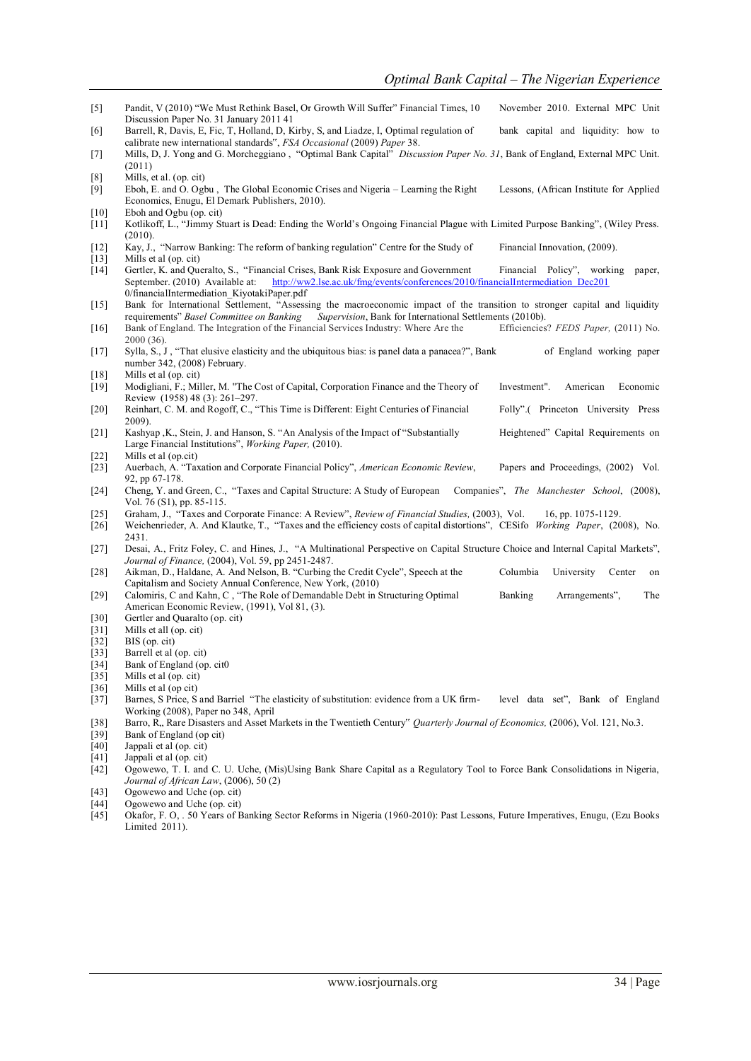[5] Pandit, V (2010) "We Must Rethink Basel, Or Growth Will Suffer" Financial Times, 10 November 2010. External MPC Unit Discussion Paper No. 31 January 2011 41

[6] Barrell, R, Davis, E, Fic, T, Holland, D, Kirby, S, and Liadze, I, Optimal regulation of bank capital and liquidity: how to calibrate new international standards", *FSA Occasional* (2009) *Paper* 38.

[7] Mills, D, J. Yong and G. Morcheggiano , "Optimal Bank Capital" *Discussion Paper No. 31*, Bank of England, External MPC Unit. (2011)

[8] Mills, et al. (op. cit)

[9] Eboh, E. and O. Ogbu , The Global Economic Crises and Nigeria – Learning the Right Lessons, (African Institute for Applied Economics, Enugu, El Demark Publishers, 2010).

[10] Eboh and Ogbu (op. cit)

[11] Kotlikoff, L., "Jimmy Stuart is Dead: Ending the World's Ongoing Financial Plague with Limited Purpose Banking", (Wiley Press. (2010).

[12] Kay, J., "Narrow Banking: The reform of banking regulation" Centre for the Study of Financial Innovation, (2009).

[13] Mills et al (op. cit)

[14] Gertler, K. and Queralto, S., "Financial Crises, Bank Risk Exposure and Government Financial Policy", working paper, September. (2010) Available at: http://ww2.lse.ac.uk/fmg/events/conferences/2010/financialIntermediation_Dec2010/financialIntermediation_KiyotakiPaper.pdf

[15] Bank for International Settlement, "Assessing the macroeconomic impact of the transition to stronger capital and liquidity requirements" *Basel Committee on Banking Supervision*, Bank for International Settlements (2010b).

[16] Bank of England. The Integration of the Financial Services Industry: Where Are the Efficiencies? *FEDS Paper,* (2011) No. 2000 (36).

[17] Sylla, S., J , "That elusive elasticity and the ubiquitous bias: is panel data a panacea?", Bank of England working paper number 342, (2008) February.

[18] Mills et al (op. cit)

[19] Modigliani, F.; Miller, M. "The Cost of Capital, Corporation Finance and the Theory of Investment". American Economic Review (1958) 48 (3): 261–297.

[20] Reinhart, C. M. and Rogoff, C., "This Time is Different: Eight Centuries of Financial Folly".( Princeton University Press 2009).

[21] Kashyap ,K., Stein, J. and Hanson, S. "An Analysis of the Impact of "Substantially Heightened" Capital Requirements on Large Financial Institutions", *Working Paper,* (2010).

[22] Mills et al (op.cit)

[23] Auerbach, A. "Taxation and Corporate Financial Policy", *American Economic Review*, Papers and Proceedings, (2002) Vol. 92, pp 67-178.

[24] Cheng, Y. and Green, C., "Taxes and Capital Structure: A Study of European Companies", *The Manchester School*, (2008), Vol. 76 (S1), pp. 85-115.

[25] Graham, J., "Taxes and Corporate Finance: A Review", *Review of Financial Studies,* (2003), Vol. 16, pp. 1075-1129.

[26] Weichenrieder, A. And Klautke, T., "Taxes and the efficiency costs of capital distortions", CESifo *Working Paper*, (2008), No. 2431.

[27] Desai, A., Fritz Foley, C. and Hines, J., "A Multinational Perspective on Capital Structure Choice and Internal Capital Markets", *Journal of Finance,* (2004), Vol. 59, pp 2451-2487.

[28] Aikman, D., Haldane, A. And Nelson, B. "Curbing the Credit Cycle", Speech at the Columbia University Center on Capitalism and Society Annual Conference, New York, (2010)

[29] Calomiris, C and Kahn, C , "The Role of Demandable Debt in Structuring Optimal Banking Arrangements", The American Economic Review, (1991), Vol 81, (3).

[30] Gertler and Quaralto (op. cit)

[31] Mills et all (op. cit)

[32] BIS (op. cit)

[33] Barrell et al (op. cit)

[34] Bank of England (op. cit0

[35] Mills et al (op. cit)

[36] Mills et al (op cit)

[37] Barnes, S Price, S and Barriel "The elasticity of substitution: evidence from a UK firm-level data set", Bank of England Working (2008), Paper no 348, April

[38] Barro, R,, Rare Disasters and Asset Markets in the Twentieth Century" *Quarterly Journal of Economics,* (2006), Vol. 121, No.3.

[39] Bank of England (op cit)

[40] Jappali et al (op. cit)

[41] Jappali et al (op. cit)

[42] Ogowewo, T. I. and C. U. Uche, (Mis)Using Bank Share Capital as a Regulatory Tool to Force Bank Consolidations in Nigeria, *Journal of African Law*, (2006), 50 (2)

[43] Ogowewo and Uche (op. cit)

[44] Ogowewo and Uche (op. cit)

[45] Okafor, F. O, . 50 Years of Banking Sector Reforms in Nigeria (1960-2010): Past Lessons, Future Imperatives, Enugu, (Ezu Books Limited 2011).